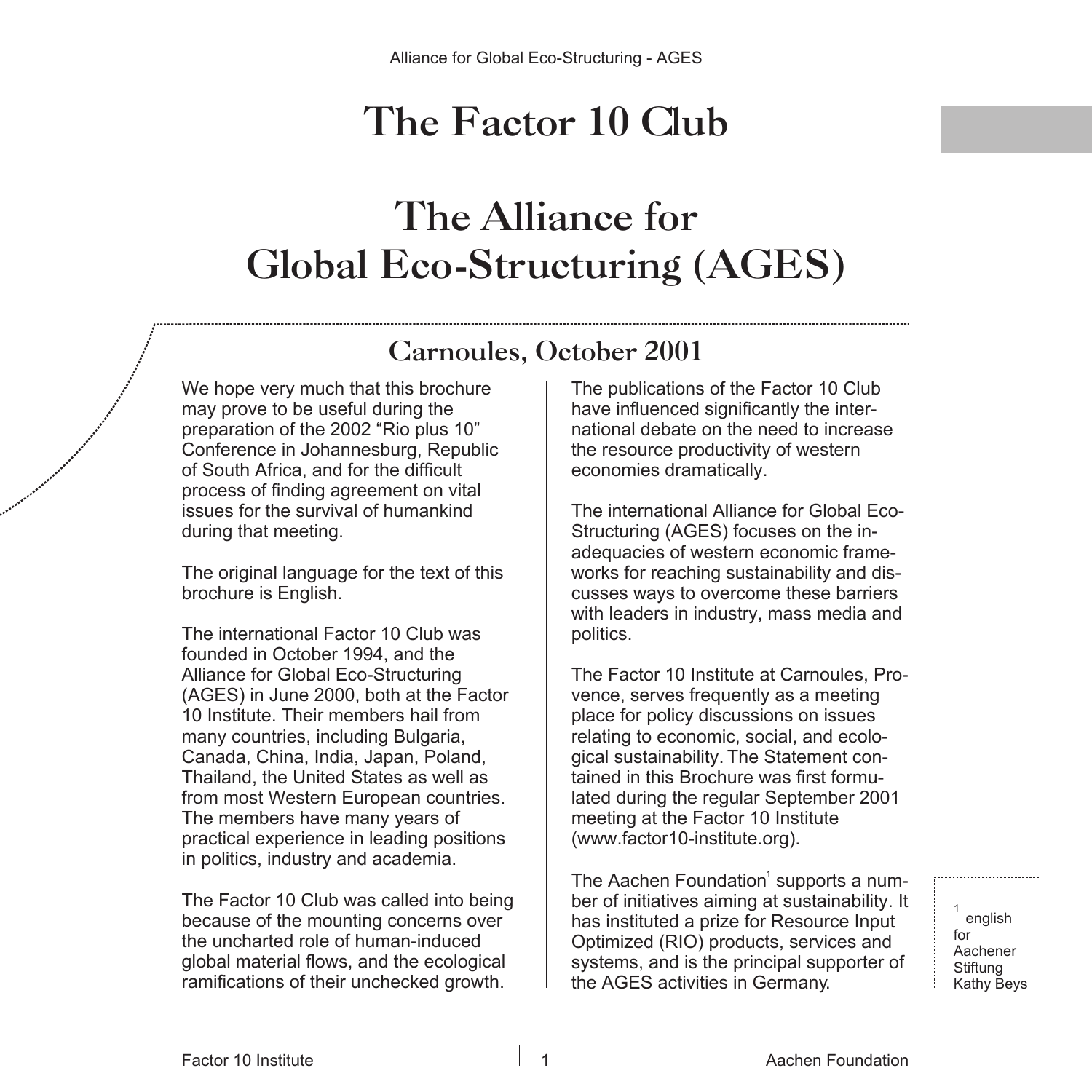# The Factor 10 Club

# The Alliance for Global Eco-Structuring (AGES)

## Carnoules, October 2001

We hope very much that this brochure may prove to be useful during the preparation of the 2002 "Rio plus 10" Conference in Johannesburg, Republic of South Africa, and for the difficult process of finding agreement on vital issues for the survival of humankind during that meeting.

The original language for the text of this brochure is English.

The international Factor 10 Club was founded in October 1994, and the Alliance for Global Eco-Structuring (AGES) in June 2000, both at the Factor 10 Institute. Their members hail from many countries, including Bulgaria, Canada, China, India, Japan, Poland, Thailand, the United States as well as from most Western European countries. The members have many years of practical experience in leading positions in politics, industry and academia.

The Factor 10 Club was called into being because of the mounting concerns over the uncharted role of human-induced global material flows, and the ecological ramifications of their unchecked growth.

The publications of the Factor 10 Club have influenced significantly the international debate on the need to increase the resource productivity of western economies dramatically.

The international Alliance for Global Eco-Structuring (AGES) focuses on the inadequacies of western economic frameworks for reaching sustainability and discusses ways to overcome these barriers with leaders in industry, mass media and politics.

The Factor 10 Institute at Carnoules, Provence, serves frequently as a meeting place for policy discussions on issues relating to economic, social, and ecological sustainability. The Statement contained in this Brochure was first formulated during the regular September 2001 meeting at the Factor 10 Institute (www.factor10-institute.org).

The Aachen Foundation[1] supports a number of initiatives aiming at sustainability. It has instituted a prize for Resource Input Optimized (RIO) products, services and systems, and is the principal supporter of the AGES activities in Germany.

[1] english for Aachener Stiftung Kathy Beys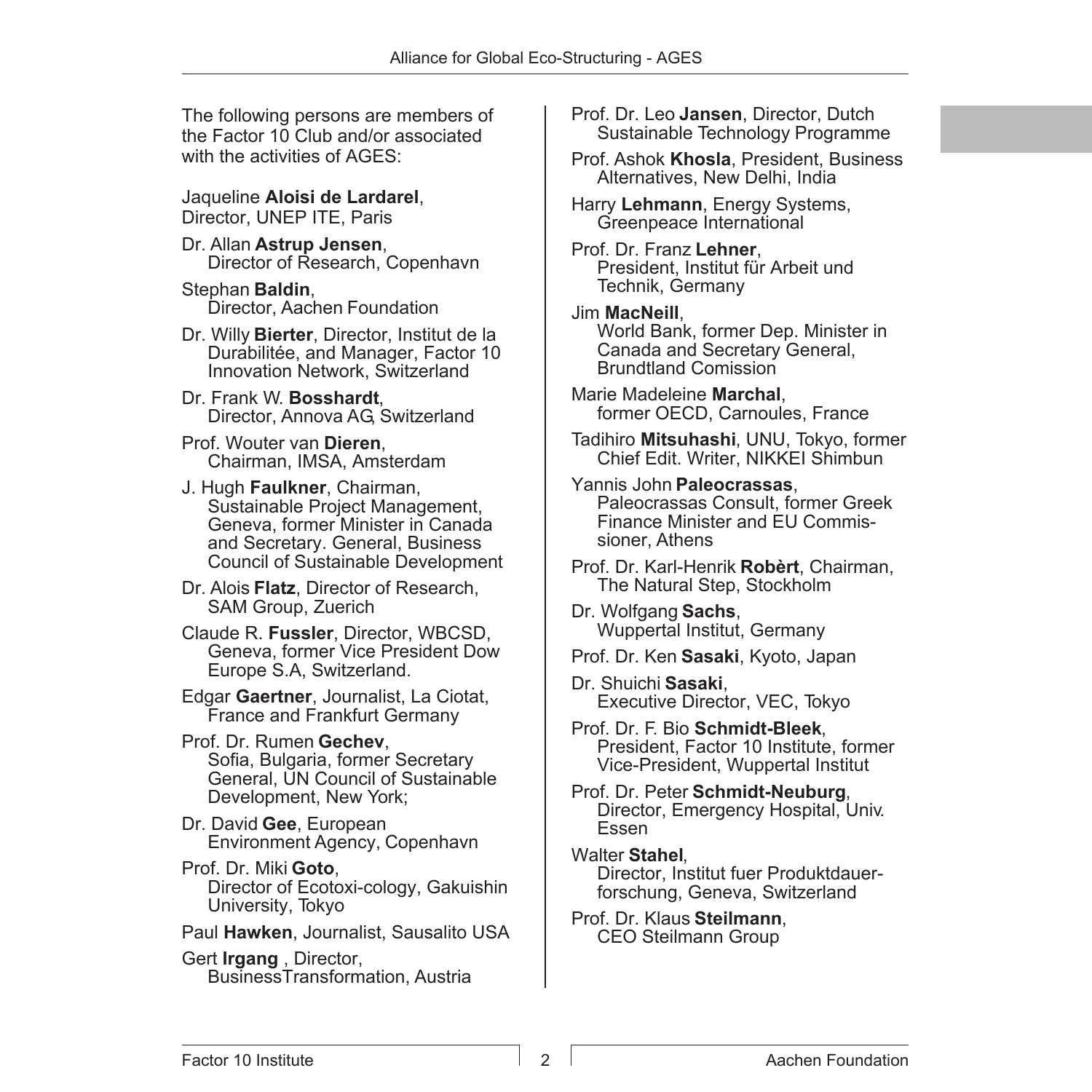The following persons are members of the Factor 10 Club and/or associated with the activities of AGES:

Jaqueline **Aloisi de Lardarel**, Director, UNEP ITE, Paris

Dr. Allan **Astrup Jensen**, Director of Research, Copenhavn

Stephan **Baldin**, Director, Aachen Foundation

Dr. Willy **Bierter**, Director, Institut de la Durabilitée, and Manager, Factor 10 Innovation Network, Switzerland

Dr. Frank W. **Bosshardt**, Director, Annova AG, Switzerland

Prof. Wouter van **Dieren**, Chairman, IMSA, Amsterdam

J. Hugh **Faulkner**, Chairman, Sustainable Project Management, Geneva, former Minister in Canada and Secretary. General, Business Council of Sustainable Development

Dr. Alois **Flatz**, Director of Research, SAM Group, Zuerich

Claude R. **Fussler**, Director, WBCSD, Geneva, former Vice President Dow Europe S.A, Switzerland.

Edgar **Gaertner**, Journalist, La Ciotat, France and Frankfurt Germany

Prof. Dr. Rumen **Gechev**, Sofia, Bulgaria, former Secretary General, UN Council of Sustainable Development, New York;

Dr. David **Gee**, European Environment Agency, Copenhavn

Prof. Dr. Miki **Goto**, Director of Ecotoxi-cology, Gakuishin University, Tokyo

Paul **Hawken**, Journalist, Sausalito USA

Gert **Irgang** , Director, BusinessTransformation, Austria

Prof. Dr. Leo **Jansen**, Director, Dutch Sustainable Technology Programme

Prof. Ashok **Khosla**, President, Business Alternatives, New Delhi, India

Harry **Lehmann**, Energy Systems, Greenpeace International

Prof. Dr. Franz **Lehner**, President, Institut für Arbeit und Technik, Germany

Jim **MacNeill**, World Bank, former Dep. Minister in Canada and Secretary General, Brundtland Comission

Marie Madeleine **Marchal**, former OECD, Carnoules, France

Tadihiro **Mitsuhashi**, UNU, Tokyo, former Chief Edit. Writer, NIKKEI Shimbun

Yannis John **Paleocrassas**, Paleocrassas Consult, former Greek Finance Minister and EU Commissioner, Athens

Prof. Dr. Karl-Henrik **Robèrt**, Chairman, The Natural Step, Stockholm

Dr. Wolfgang **Sachs**, Wuppertal Institut, Germany

Prof. Dr. Ken **Sasaki**, Kyoto, Japan

Dr. Shuichi **Sasaki**, Executive Director, VEC, Tokyo

Prof. Dr. F. Bio **Schmidt-Bleek**, President, Factor 10 Institute, former Vice-President, Wuppertal Institut

Prof. Dr. Peter **Schmidt-Neuburg**, Director, Emergency Hospital, Univ. Essen

Walter **Stahel**, Director, Institut fuer Produktdauerforschung, Geneva, Switzerland

Prof. Dr. Klaus **Steilmann**, CEO Steilmann Group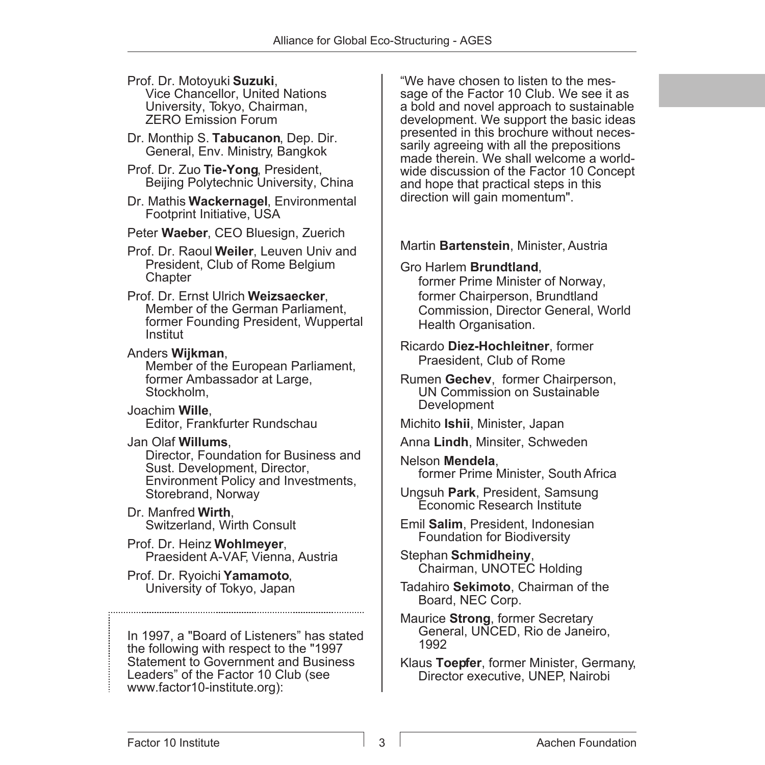Prof. Dr. Motoyuki **Suzuki**, Vice Chancellor, United Nations University, Tokyo, Chairman, ZERO Emission Forum

Dr. Monthip S. **Tabucanon**, Dep. Dir. General, Env. Ministry, Bangkok

Prof. Dr. Zuo **Tie-Yong**, President, Beijing Polytechnic University, China

Dr. Mathis **Wackernagel**, Environmental Footprint Initiative, USA

Peter **Waeber**, CEO Bluesign, Zuerich

Prof. Dr. Raoul **Weiler**, Leuven Univ and President, Club of Rome Belgium Chapter

Prof. Dr. Ernst Ulrich **Weizsaecker**, Member of the German Parliament, former Founding President, Wuppertal Institut

Anders **Wijkman**, Member of the European Parliament, former Ambassador at Large, Stockholm,

Joachim **Wille**, Editor, Frankfurter Rundschau

Jan Olaf **Willums**, Director, Foundation for Business and Sust. Development, Director, Environment Policy and Investments, Storebrand, Norway

Dr. Manfred **Wirth**, Switzerland, Wirth Consult

Prof. Dr. Heinz **Wohlmeyer**, Praesident A-VAF, Vienna, Austria

Prof. Dr. Ryoichi **Yamamoto**, University of Tokyo, Japan

In 1997, a "Board of Listeners" has stated the following with respect to the "1997 Statement to Government and Business Leaders" of the Factor 10 Club (see www.factor10-institute.org):

"We have chosen to listen to the message of the Factor 10 Club. We see it as a bold and novel approach to sustainable development. We support the basic ideas presented in this brochure without necessarily agreeing with all the prepositions made therein. We shall welcome a worldwide discussion of the Factor 10 Concept and hope that practical steps in this direction will gain momentum".

Martin **Bartenstein**, Minister, Austria

Gro Harlem **Brundtland**, former Prime Minister of Norway, former Chairperson, Brundtland Commission, Director General, World Health Organisation.

Ricardo **Diez-Hochleitner**, former Praesident, Club of Rome

Rumen **Gechev**, former Chairperson, UN Commission on Sustainable Development

Michito **Ishii**, Minister, Japan

Anna **Lindh**, Minsiter, Schweden

Nelson **Mendela**, former Prime Minister, South Africa

Ungsuh **Park**, President, Samsung Economic Research Institute

Emil **Salim**, President, Indonesian Foundation for Biodiversity

Stephan **Schmidheiny**, Chairman, UNOTEC Holding

Tadahiro **Sekimoto**, Chairman of the Board, NEC Corp.

Maurice **Strong**, former Secretary General, UNCED, Rio de Janeiro, 1992

Klaus **Toepfer**, former Minister, Germany, Director executive, UNEP, Nairobi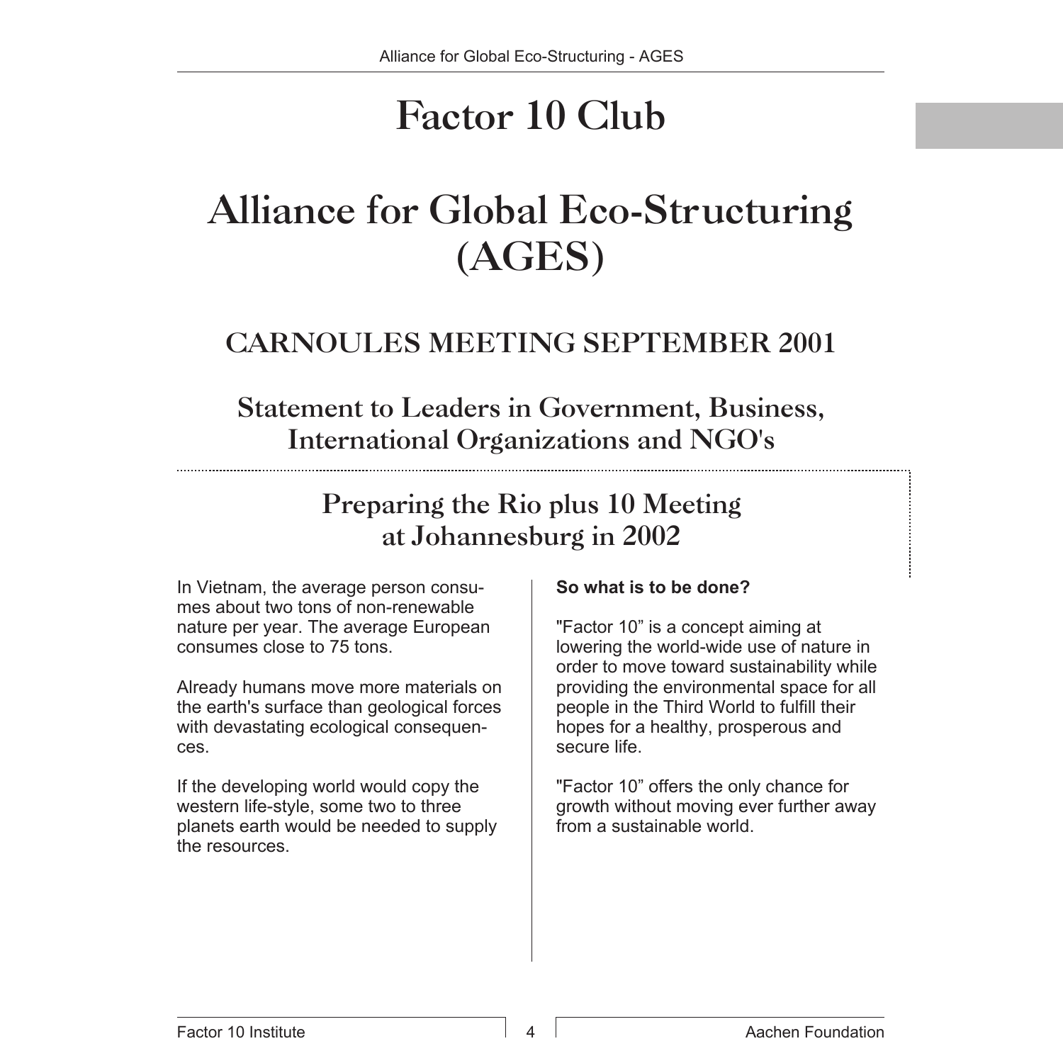# Factor 10 Club

# Alliance for Global Eco-Structuring (AGES)

## CARNOULES MEETING SEPTEMBER 2001

## Statement to Leaders in Government, Business, International Organizations and NGO's

## Preparing the Rio plus 10 Meeting at Johannesburg in 2002

In Vietnam, the average person consumes about two tons of non-renewable nature per year. The average European consumes close to 75 tons.

Already humans move more materials on the earth's surface than geological forces with devastating ecological consequences.

If the developing world would copy the western life-style, some two to three planets earth would be needed to supply the resources.

**So what is to be done?**

"Factor 10" is a concept aiming at lowering the world-wide use of nature in order to move toward sustainability while providing the environmental space for all people in the Third World to fulfill their hopes for a healthy, prosperous and secure life.

"Factor 10" offers the only chance for growth without moving ever further away from a sustainable world.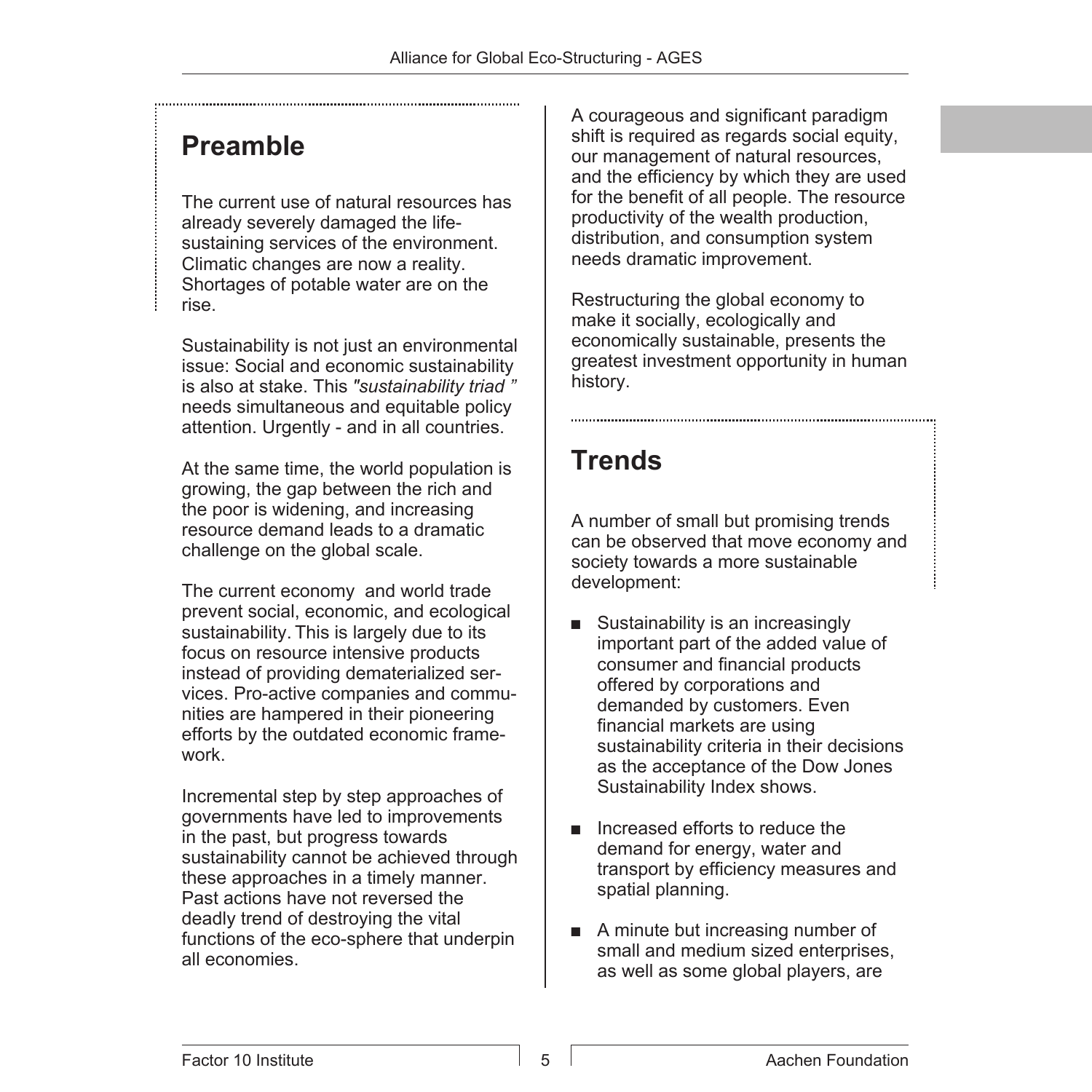## Preamble

The current use of natural resources has already severely damaged the life-sustaining services of the environment. Climatic changes are now a reality. Shortages of potable water are on the rise.

Sustainability is not just an environmental issue: Social and economic sustainability is also at stake. This *"sustainability triad "* needs simultaneous and equitable policy attention. Urgently - and in all countries.

At the same time, the world population is growing, the gap between the rich and the poor is widening, and increasing resource demand leads to a dramatic challenge on the global scale.

The current economy and world trade prevent social, economic, and ecological sustainability. This is largely due to its focus on resource intensive products instead of providing dematerialized services. Pro-active companies and communities are hampered in their pioneering efforts by the outdated economic framework.

Incremental step by step approaches of governments have led to improvements in the past, but progress towards sustainability cannot be achieved through these approaches in a timely manner. Past actions have not reversed the deadly trend of destroying the vital functions of the eco-sphere that underpin all economies.

A courageous and significant paradigm shift is required as regards social equity, our management of natural resources, and the efficiency by which they are used for the benefit of all people. The resource productivity of the wealth production, distribution, and consumption system needs dramatic improvement.

Restructuring the global economy to make it socially, ecologically and economically sustainable, presents the greatest investment opportunity in human history.

## Trends

A number of small but promising trends can be observed that move economy and society towards a more sustainable development:

- Sustainability is an increasingly important part of the added value of consumer and financial products offered by corporations and demanded by customers. Even financial markets are using sustainability criteria in their decisions as the acceptance of the Dow Jones Sustainability Index shows.
- Increased efforts to reduce the demand for energy, water and transport by efficiency measures and spatial planning.
- A minute but increasing number of small and medium sized enterprises, as well as some global players, are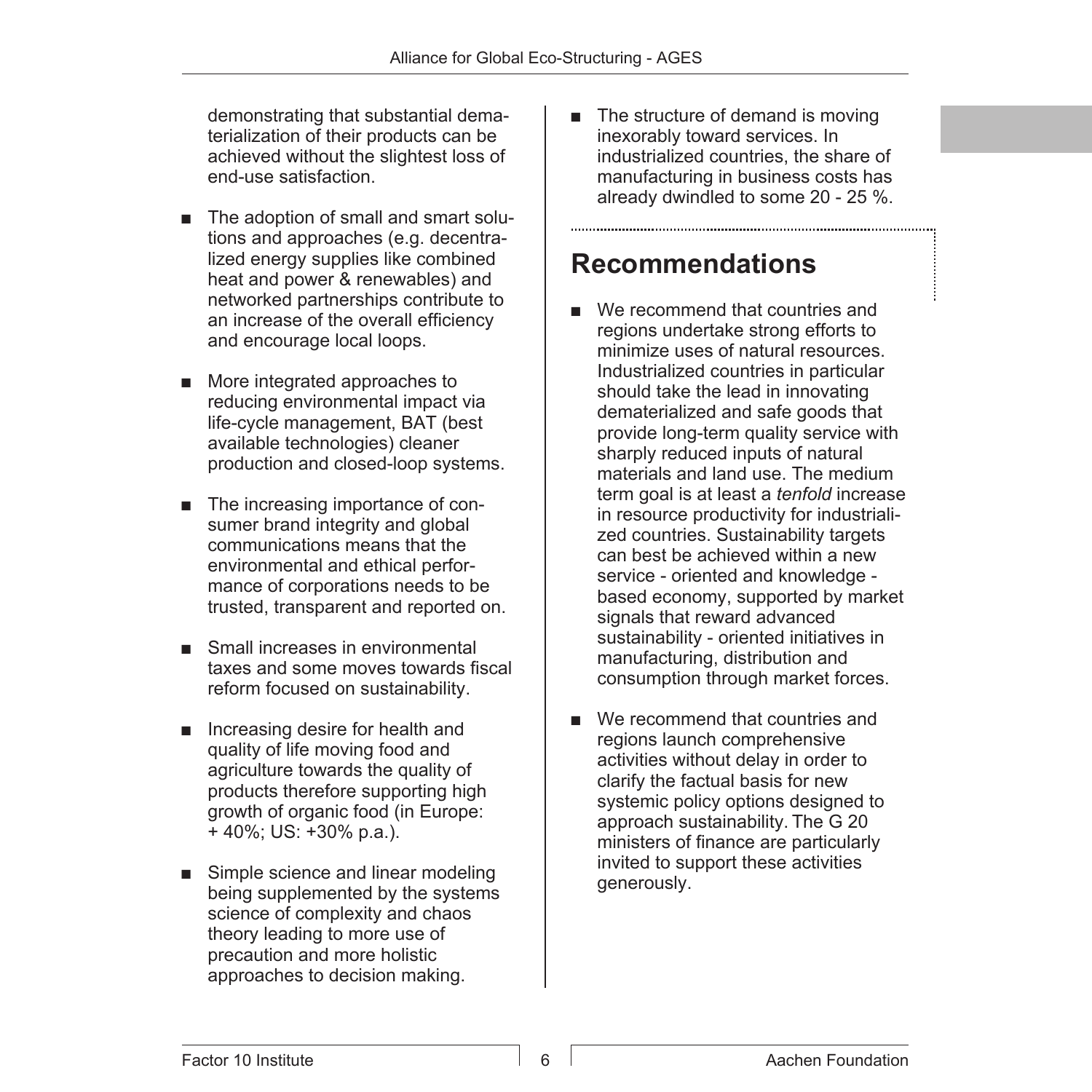demonstrating that substantial dematerialization of their products can be achieved without the slightest loss of end-use satisfaction.

- The adoption of small and smart solutions and approaches (e.g. decentralized energy supplies like combined heat and power & renewables) and networked partnerships contribute to an increase of the overall efficiency and encourage local loops.
- More integrated approaches to reducing environmental impact via life-cycle management, BAT (best available technologies) cleaner production and closed-loop systems.
- The increasing importance of consumer brand integrity and global communications means that the environmental and ethical performance of corporations needs to be trusted, transparent and reported on.
- Small increases in environmental taxes and some moves towards fiscal reform focused on sustainability.
- Increasing desire for health and quality of life moving food and agriculture towards the quality of products therefore supporting high growth of organic food (in Europe: + 40%; US: +30% p.a.).
- Simple science and linear modeling being supplemented by the systems science of complexity and chaos theory leading to more use of precaution and more holistic approaches to decision making.
- The structure of demand is moving inexorably toward services. In industrialized countries, the share of manufacturing in business costs has already dwindled to some 20 - 25 %.

## Recommendations

- We recommend that countries and regions undertake strong efforts to minimize uses of natural resources. Industrialized countries in particular should take the lead in innovating dematerialized and safe goods that provide long-term quality service with sharply reduced inputs of natural materials and land use. The medium term goal is at least a *tenfold* increase in resource productivity for industrialized countries. Sustainability targets can best be achieved within a new service - oriented and knowledge - based economy, supported by market signals that reward advanced sustainability - oriented initiatives in manufacturing, distribution and consumption through market forces.
- We recommend that countries and regions launch comprehensive activities without delay in order to clarify the factual basis for new systemic policy options designed to approach sustainability. The G 20 ministers of finance are particularly invited to support these activities generously.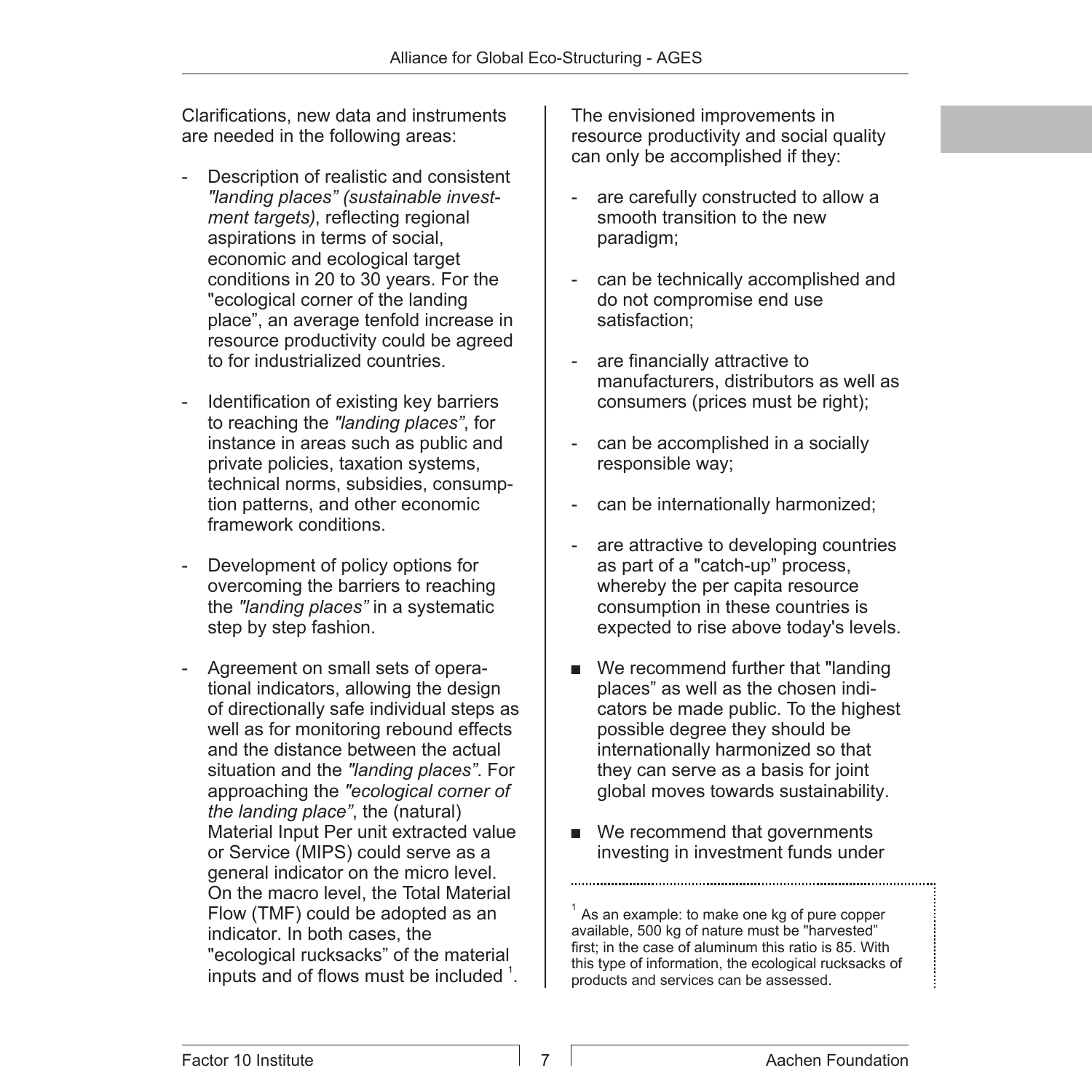Clarifications, new data and instruments are needed in the following areas:

- Description of realistic and consistent *"landing places" (sustainable investment targets)*, reflecting regional aspirations in terms of social, economic and ecological target conditions in 20 to 30 years. For the "ecological corner of the landing place", an average tenfold increase in resource productivity could be agreed to for industrialized countries.

- Identification of existing key barriers to reaching the *"landing places"*, for instance in areas such as public and private policies, taxation systems, technical norms, subsidies, consumption patterns, and other economic framework conditions.

- Development of policy options for overcoming the barriers to reaching the *"landing places"* in a systematic step by step fashion.

- Agreement on small sets of operational indicators, allowing the design of directionally safe individual steps as well as for monitoring rebound effects and the distance between the actual situation and the *"landing places"*. For approaching the *"ecological corner of the landing place"*, the (natural) Material Input Per unit extracted value or Service (MIPS) could serve as a general indicator on the micro level. On the macro level, the Total Material Flow (TMF) could be adopted as an indicator. In both cases, the "ecological rucksacks" of the material inputs and of flows must be included [1].

The envisioned improvements in resource productivity and social quality can only be accomplished if they:

- are carefully constructed to allow a smooth transition to the new paradigm;

- can be technically accomplished and do not compromise end use satisfaction;

- are financially attractive to manufacturers, distributors as well as consumers (prices must be right);

- can be accomplished in a socially responsible way;

- can be internationally harmonized;

- are attractive to developing countries as part of a "catch-up" process, whereby the per capita resource consumption in these countries is expected to rise above today's levels.

■ We recommend further that "landing places" as well as the chosen indicators be made public. To the highest possible degree they should be internationally harmonized so that they can serve as a basis for joint global moves towards sustainability.

■ We recommend that governments investing in investment funds under

[1] As an example: to make one kg of pure copper available, 500 kg of nature must be "harvested" first; in the case of aluminum this ratio is 85. With this type of information, the ecological rucksacks of products and services can be assessed.